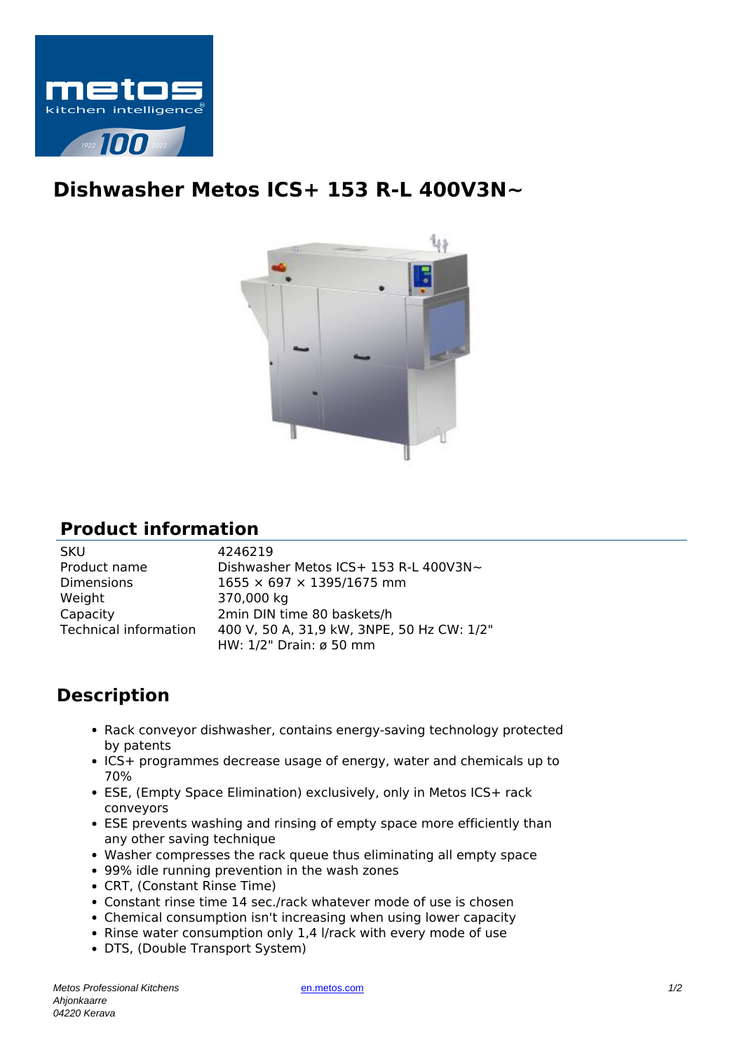# Dishwasher Metos ICS+ 153 R-L 400V3N~

## Product information

| | |
|---|---|
| SKU | 4246219 |
| Product name | Dishwasher Metos ICS+ 153 R-L 400V3N~ |
| Dimensions | 1655 × 697 × 1395/1675 mm |
| Weight | 370,000 kg |
| Capacity | 2min DIN time 80 baskets/h |
| Technical information | 400 V, 50 A, 31,9 kW, 3NPE, 50 Hz CW: 1/2" HW: 1/2" Drain: ø 50 mm |

## Description

- Rack conveyor dishwasher, contains energy-saving technology protected by patents
- ICS+ programmes decrease usage of energy, water and chemicals up to 70%
- ESE, (Empty Space Elimination) exclusively, only in Metos ICS+ rack conveyors
- ESE prevents washing and rinsing of empty space more efficiently than any other saving technique
- Washer compresses the rack queue thus eliminating all empty space
- 99% idle running prevention in the wash zones
- CRT, (Constant Rinse Time)
- Constant rinse time 14 sec./rack whatever mode of use is chosen
- Chemical consumption isn't increasing when using lower capacity
- Rinse water consumption only 1,4 l/rack with every mode of use
- DTS, (Double Transport System)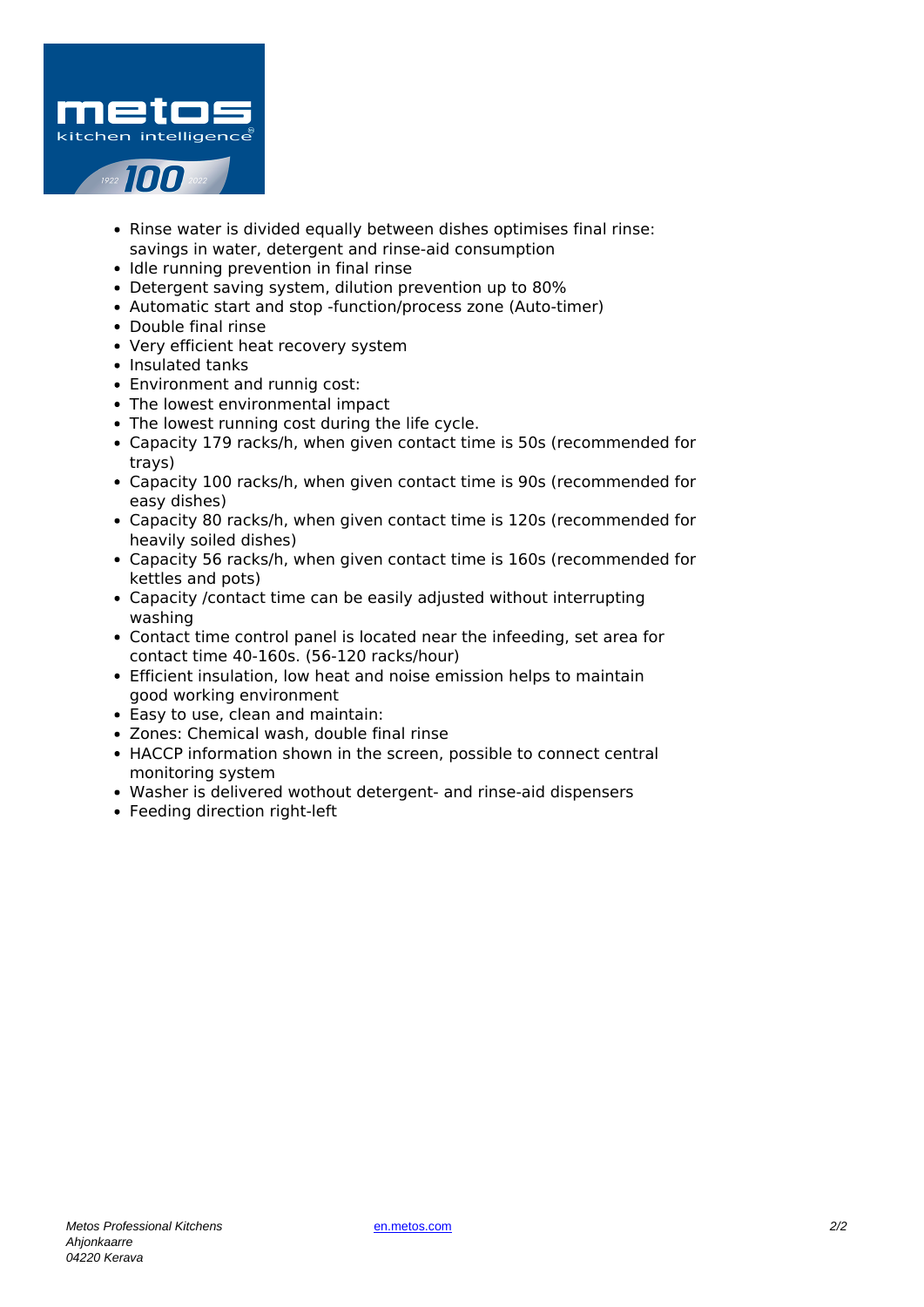- Rinse water is divided equally between dishes optimises final rinse: savings in water, detergent and rinse-aid consumption
- Idle running prevention in final rinse
- Detergent saving system, dilution prevention up to 80%
- Automatic start and stop -function/process zone (Auto-timer)
- Double final rinse
- Very efficient heat recovery system
- Insulated tanks
- Environment and runnig cost:
- The lowest environmental impact
- The lowest running cost during the life cycle.
- Capacity 179 racks/h, when given contact time is 50s (recommended for trays)
- Capacity 100 racks/h, when given contact time is 90s (recommended for easy dishes)
- Capacity 80 racks/h, when given contact time is 120s (recommended for heavily soiled dishes)
- Capacity 56 racks/h, when given contact time is 160s (recommended for kettles and pots)
- Capacity /contact time can be easily adjusted without interrupting washing
- Contact time control panel is located near the infeeding, set area for contact time 40-160s. (56-120 racks/hour)
- Efficient insulation, low heat and noise emission helps to maintain good working environment
- Easy to use, clean and maintain:
- Zones: Chemical wash, double final rinse
- HACCP information shown in the screen, possible to connect central monitoring system
- Washer is delivered wothout detergent- and rinse-aid dispensers
- Feeding direction right-left